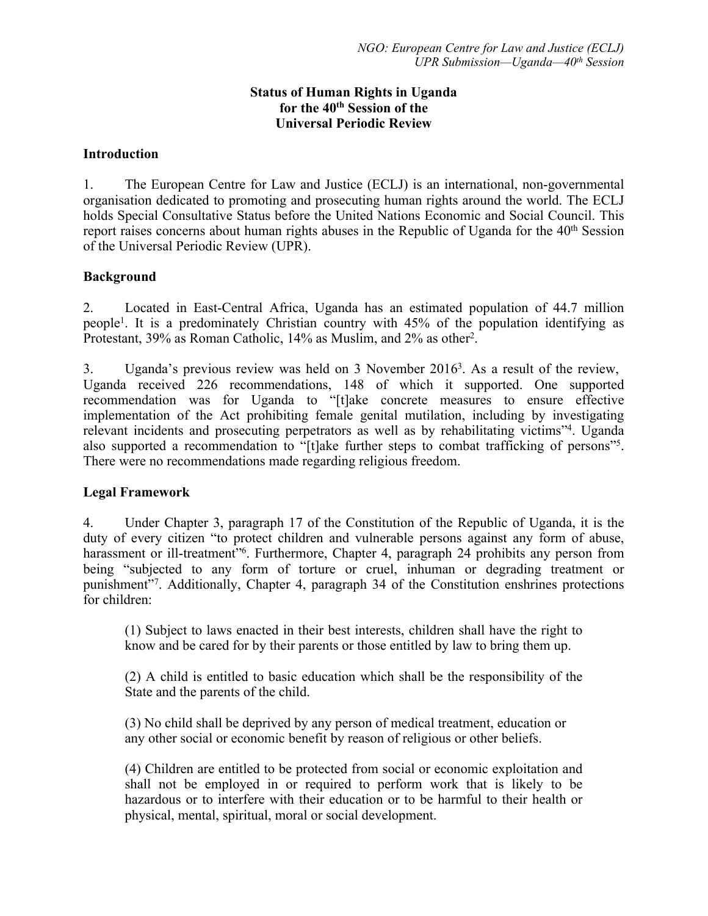NGO: European Centre for Law and Justice (ECLJ)
UPR Submission—Uganda—40th Session

# Status of Human Rights in Uganda for the 40th Session of the Universal Periodic Review

## Introduction

1. The European Centre for Law and Justice (ECLJ) is an international, non-governmental organisation dedicated to promoting and prosecuting human rights around the world. The ECLJ holds Special Consultative Status before the United Nations Economic and Social Council. This report raises concerns about human rights abuses in the Republic of Uganda for the 40th Session of the Universal Periodic Review (UPR).

## Background

2. Located in East-Central Africa, Uganda has an estimated population of 44.7 million people[1]. It is a predominately Christian country with 45% of the population identifying as Protestant, 39% as Roman Catholic, 14% as Muslim, and 2% as other[2].

3. Uganda's previous review was held on 3 November 2016[3]. As a result of the review, Uganda received 226 recommendations, 148 of which it supported. One supported recommendation was for Uganda to "[t]ake concrete measures to ensure effective implementation of the Act prohibiting female genital mutilation, including by investigating relevant incidents and prosecuting perpetrators as well as by rehabilitating victims"[4]. Uganda also supported a recommendation to "[t]ake further steps to combat trafficking of persons"[5]. There were no recommendations made regarding religious freedom.

## Legal Framework

4. Under Chapter 3, paragraph 17 of the Constitution of the Republic of Uganda, it is the duty of every citizen "to protect children and vulnerable persons against any form of abuse, harassment or ill-treatment"[6]. Furthermore, Chapter 4, paragraph 24 prohibits any person from being "subjected to any form of torture or cruel, inhuman or degrading treatment or punishment"[7]. Additionally, Chapter 4, paragraph 34 of the Constitution enshrines protections for children:

> (1) Subject to laws enacted in their best interests, children shall have the right to know and be cared for by their parents or those entitled by law to bring them up.
>
> (2) A child is entitled to basic education which shall be the responsibility of the State and the parents of the child.
>
> (3) No child shall be deprived by any person of medical treatment, education or any other social or economic benefit by reason of religious or other beliefs.
>
> (4) Children are entitled to be protected from social or economic exploitation and shall not be employed in or required to perform work that is likely to be hazardous or to interfere with their education or to be harmful to their health or physical, mental, spiritual, moral or social development.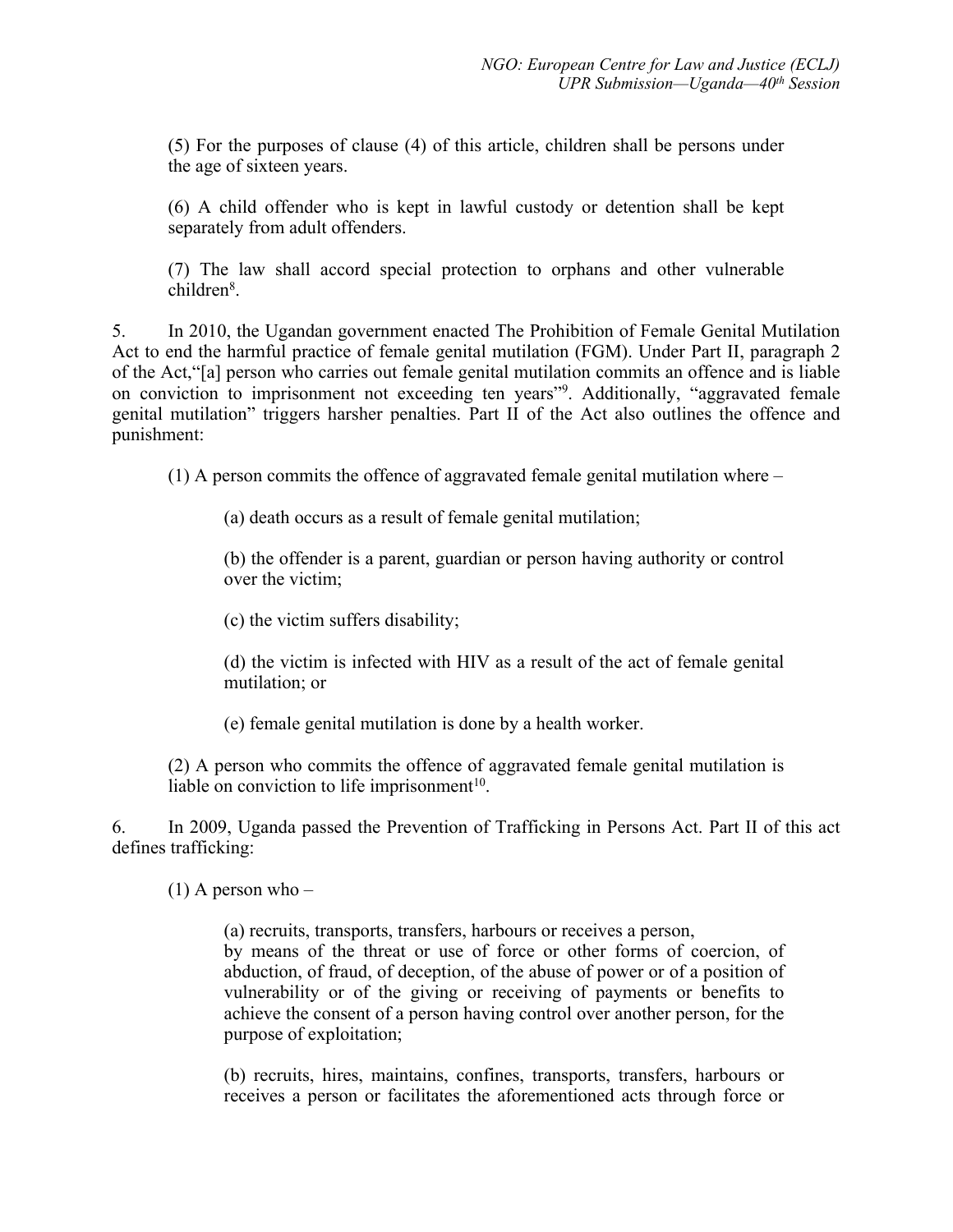(5) For the purposes of clause (4) of this article, children shall be persons under the age of sixteen years.

(6) A child offender who is kept in lawful custody or detention shall be kept separately from adult offenders.

(7) The law shall accord special protection to orphans and other vulnerable children[8].

5. In 2010, the Ugandan government enacted The Prohibition of Female Genital Mutilation Act to end the harmful practice of female genital mutilation (FGM). Under Part II, paragraph 2 of the Act,"[a] person who carries out female genital mutilation commits an offence and is liable on conviction to imprisonment not exceeding ten years"[9]. Additionally, "aggravated female genital mutilation" triggers harsher penalties. Part II of the Act also outlines the offence and punishment:

> (1) A person commits the offence of aggravated female genital mutilation where –
>
> > (a) death occurs as a result of female genital mutilation;
> >
> > (b) the offender is a parent, guardian or person having authority or control over the victim;
> >
> > (c) the victim suffers disability;
> >
> > (d) the victim is infected with HIV as a result of the act of female genital mutilation; or
> >
> > (e) female genital mutilation is done by a health worker.
>
> (2) A person who commits the offence of aggravated female genital mutilation is liable on conviction to life imprisonment[10].

6. In 2009, Uganda passed the Prevention of Trafficking in Persons Act. Part II of this act defines trafficking:

> (1) A person who –
>
> > (a) recruits, transports, transfers, harbours or receives a person,
> > by means of the threat or use of force or other forms of coercion, of abduction, of fraud, of deception, of the abuse of power or of a position of vulnerability or of the giving or receiving of payments or benefits to achieve the consent of a person having control over another person, for the purpose of exploitation;
> >
> > (b) recruits, hires, maintains, confines, transports, transfers, harbours or receives a person or facilitates the aforementioned acts through force or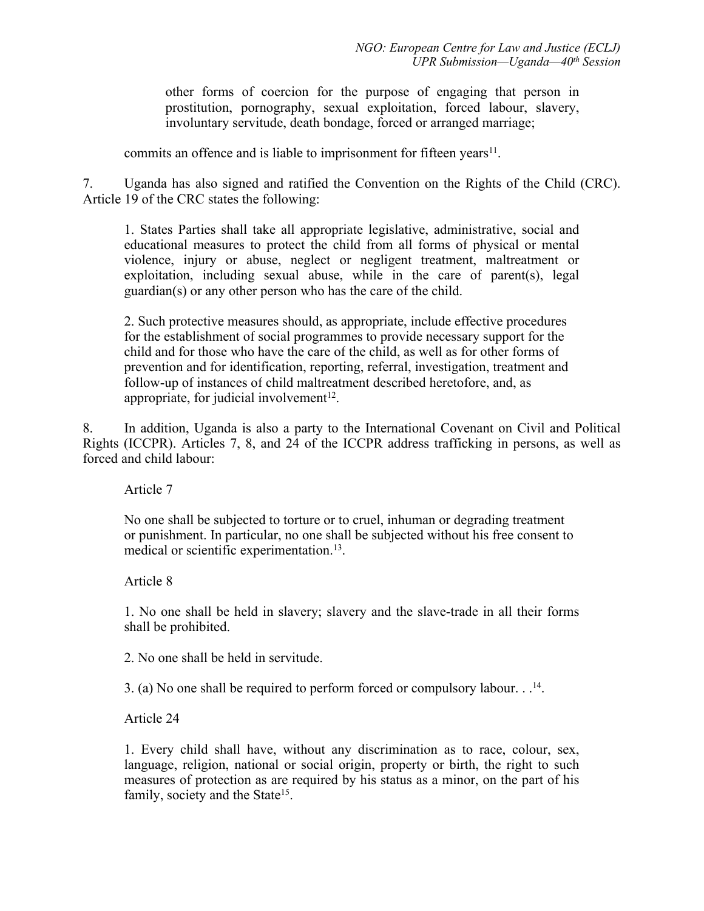> other forms of coercion for the purpose of engaging that person in prostitution, pornography, sexual exploitation, forced labour, slavery, involuntary servitude, death bondage, forced or arranged marriage;

commits an offence and is liable to imprisonment for fifteen years[11].

7. Uganda has also signed and ratified the Convention on the Rights of the Child (CRC). Article 19 of the CRC states the following:

> 1. States Parties shall take all appropriate legislative, administrative, social and educational measures to protect the child from all forms of physical or mental violence, injury or abuse, neglect or negligent treatment, maltreatment or exploitation, including sexual abuse, while in the care of parent(s), legal guardian(s) or any other person who has the care of the child.
>
> 2. Such protective measures should, as appropriate, include effective procedures for the establishment of social programmes to provide necessary support for the child and for those who have the care of the child, as well as for other forms of prevention and for identification, reporting, referral, investigation, treatment and follow-up of instances of child maltreatment described heretofore, and, as appropriate, for judicial involvement[12].

8. In addition, Uganda is also a party to the International Covenant on Civil and Political Rights (ICCPR). Articles 7, 8, and 24 of the ICCPR address trafficking in persons, as well as forced and child labour:

> Article 7
>
> No one shall be subjected to torture or to cruel, inhuman or degrading treatment or punishment. In particular, no one shall be subjected without his free consent to medical or scientific experimentation.[13].
>
> Article 8
>
> 1. No one shall be held in slavery; slavery and the slave-trade in all their forms shall be prohibited.
>
> 2. No one shall be held in servitude.
>
> 3. (a) No one shall be required to perform forced or compulsory labour. . .[14].
>
> Article 24
>
> 1. Every child shall have, without any discrimination as to race, colour, sex, language, religion, national or social origin, property or birth, the right to such measures of protection as are required by his status as a minor, on the part of his family, society and the State[15].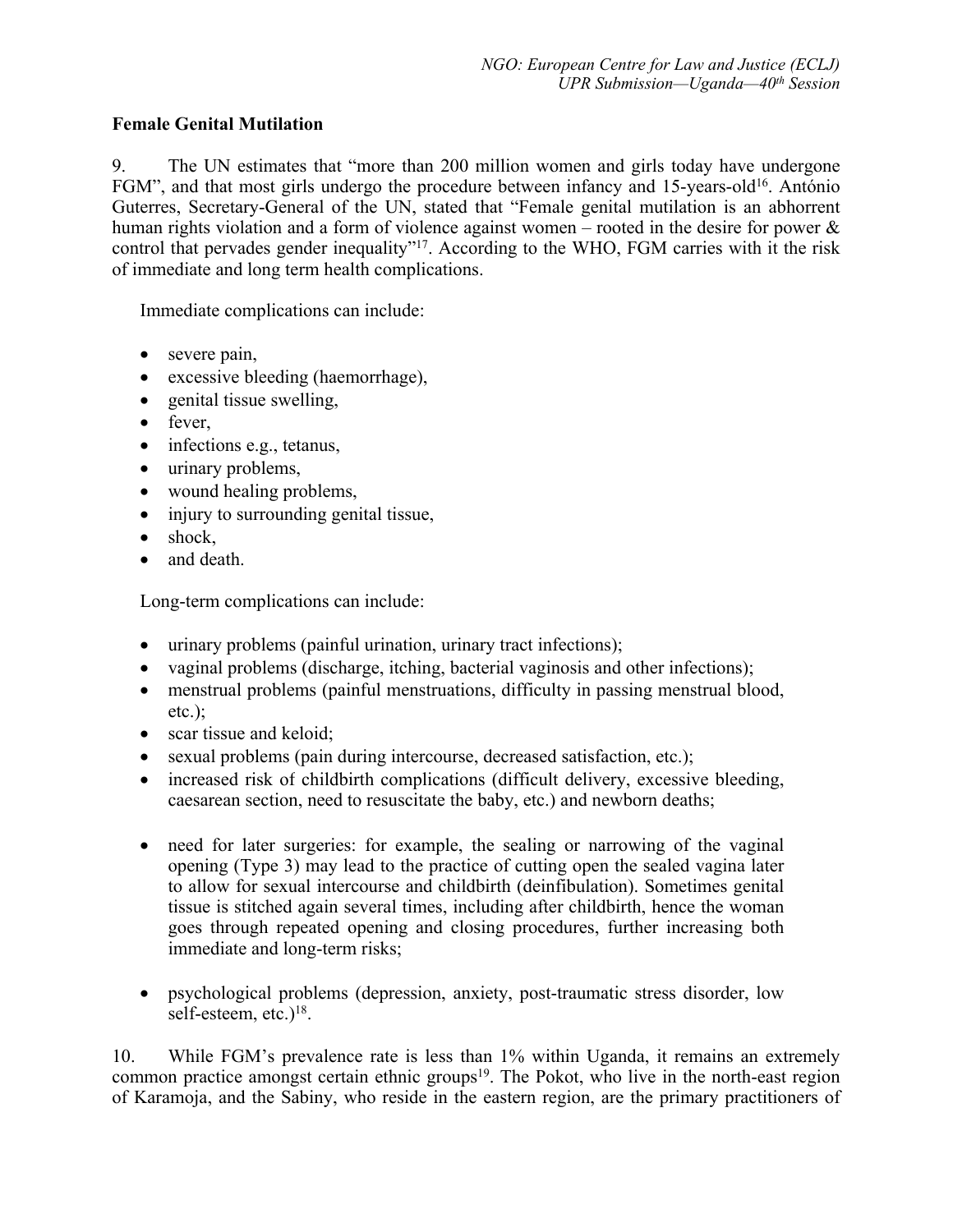**Female Genital Mutilation**

9. The UN estimates that "more than 200 million women and girls today have undergone FGM", and that most girls undergo the procedure between infancy and 15-years-old[16]. António Guterres, Secretary-General of the UN, stated that "Female genital mutilation is an abhorrent human rights violation and a form of violence against women – rooted in the desire for power & control that pervades gender inequality"[17]. According to the WHO, FGM carries with it the risk of immediate and long term health complications.

Immediate complications can include:

- severe pain,
- excessive bleeding (haemorrhage),
- genital tissue swelling,
- fever,
- infections e.g., tetanus,
- urinary problems,
- wound healing problems,
- injury to surrounding genital tissue,
- shock,
- and death.

Long-term complications can include:

- urinary problems (painful urination, urinary tract infections);
- vaginal problems (discharge, itching, bacterial vaginosis and other infections);
- menstrual problems (painful menstruations, difficulty in passing menstrual blood, etc.);
- scar tissue and keloid;
- sexual problems (pain during intercourse, decreased satisfaction, etc.);
- increased risk of childbirth complications (difficult delivery, excessive bleeding, caesarean section, need to resuscitate the baby, etc.) and newborn deaths;
- need for later surgeries: for example, the sealing or narrowing of the vaginal opening (Type 3) may lead to the practice of cutting open the sealed vagina later to allow for sexual intercourse and childbirth (deinfibulation). Sometimes genital tissue is stitched again several times, including after childbirth, hence the woman goes through repeated opening and closing procedures, further increasing both immediate and long-term risks;
- psychological problems (depression, anxiety, post-traumatic stress disorder, low self-esteem, etc.)[18].

10. While FGM's prevalence rate is less than 1% within Uganda, it remains an extremely common practice amongst certain ethnic groups[19]. The Pokot, who live in the north-east region of Karamoja, and the Sabiny, who reside in the eastern region, are the primary practitioners of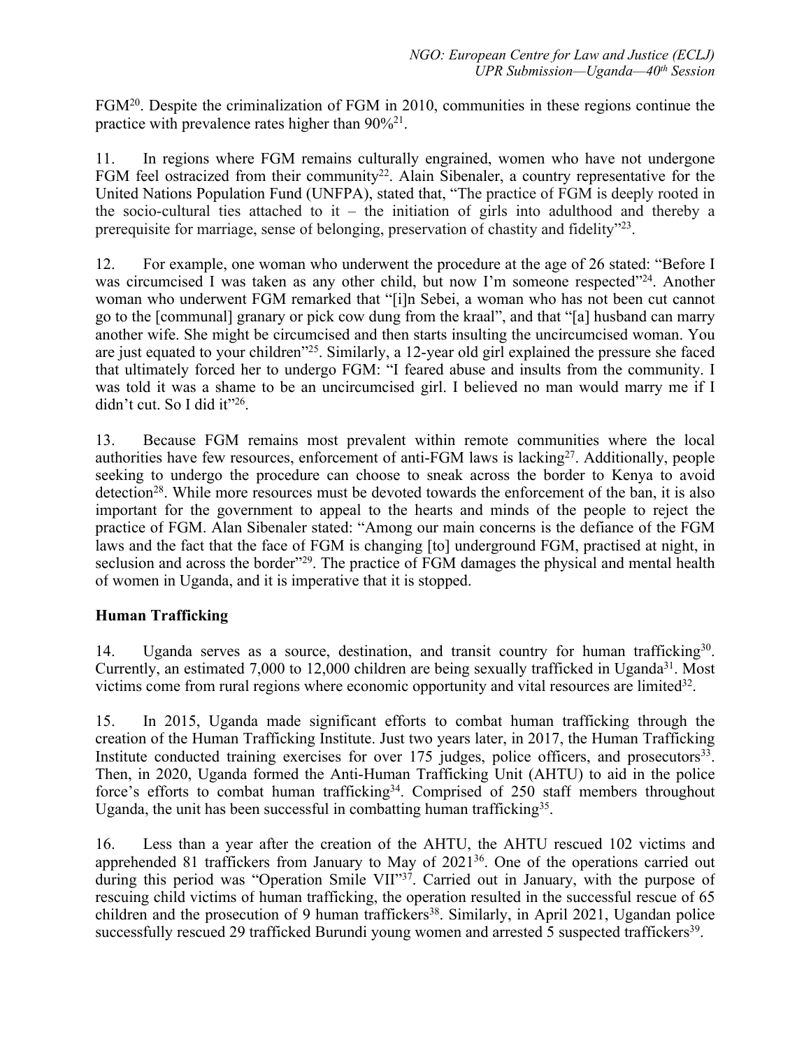FGM[20]. Despite the criminalization of FGM in 2010, communities in these regions continue the practice with prevalence rates higher than 90%[21].

11. In regions where FGM remains culturally engrained, women who have not undergone FGM feel ostracized from their community[22]. Alain Sibenaler, a country representative for the United Nations Population Fund (UNFPA), stated that, "The practice of FGM is deeply rooted in the socio-cultural ties attached to it – the initiation of girls into adulthood and thereby a prerequisite for marriage, sense of belonging, preservation of chastity and fidelity"[23].

12. For example, one woman who underwent the procedure at the age of 26 stated: "Before I was circumcised I was taken as any other child, but now I'm someone respected"[24]. Another woman who underwent FGM remarked that "[i]n Sebei, a woman who has not been cut cannot go to the [communal] granary or pick cow dung from the kraal", and that "[a] husband can marry another wife. She might be circumcised and then starts insulting the uncircumcised woman. You are just equated to your children"[25]. Similarly, a 12-year old girl explained the pressure she faced that ultimately forced her to undergo FGM: "I feared abuse and insults from the community. I was told it was a shame to be an uncircumcised girl. I believed no man would marry me if I didn't cut. So I did it"[26].

13. Because FGM remains most prevalent within remote communities where the local authorities have few resources, enforcement of anti-FGM laws is lacking[27]. Additionally, people seeking to undergo the procedure can choose to sneak across the border to Kenya to avoid detection[28]. While more resources must be devoted towards the enforcement of the ban, it is also important for the government to appeal to the hearts and minds of the people to reject the practice of FGM. Alan Sibenaler stated: "Among our main concerns is the defiance of the FGM laws and the fact that the face of FGM is changing [to] underground FGM, practised at night, in seclusion and across the border"[29]. The practice of FGM damages the physical and mental health of women in Uganda, and it is imperative that it is stopped.

## Human Trafficking

14. Uganda serves as a source, destination, and transit country for human trafficking[30]. Currently, an estimated 7,000 to 12,000 children are being sexually trafficked in Uganda[31]. Most victims come from rural regions where economic opportunity and vital resources are limited[32].

15. In 2015, Uganda made significant efforts to combat human trafficking through the creation of the Human Trafficking Institute. Just two years later, in 2017, the Human Trafficking Institute conducted training exercises for over 175 judges, police officers, and prosecutors[33]. Then, in 2020, Uganda formed the Anti-Human Trafficking Unit (AHTU) to aid in the police force's efforts to combat human trafficking[34]. Comprised of 250 staff members throughout Uganda, the unit has been successful in combatting human trafficking[35].

16. Less than a year after the creation of the AHTU, the AHTU rescued 102 victims and apprehended 81 traffickers from January to May of 2021[36]. One of the operations carried out during this period was "Operation Smile VII"[37]. Carried out in January, with the purpose of rescuing child victims of human trafficking, the operation resulted in the successful rescue of 65 children and the prosecution of 9 human traffickers[38]. Similarly, in April 2021, Ugandan police successfully rescued 29 trafficked Burundi young women and arrested 5 suspected traffickers[39].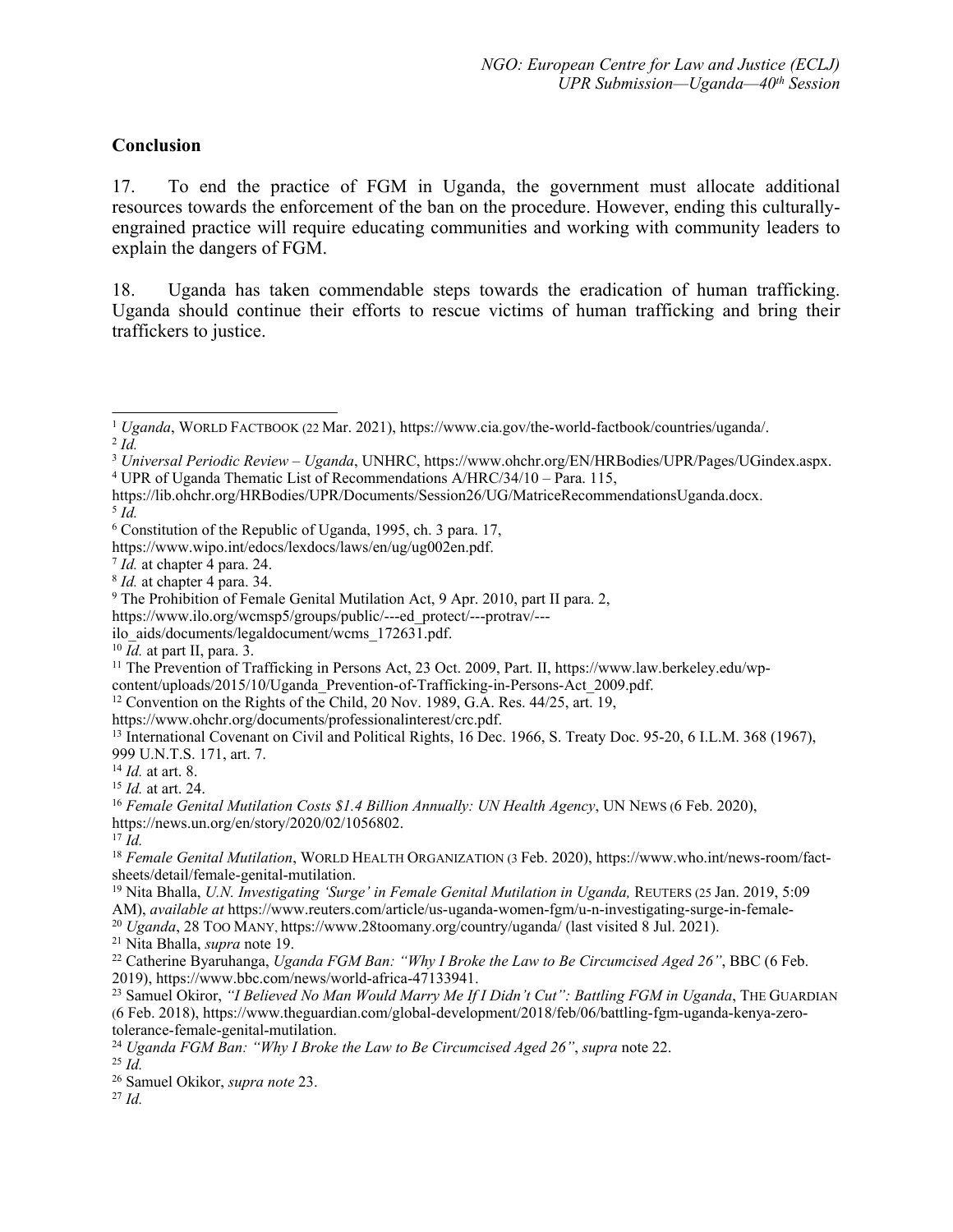## Conclusion

17. To end the practice of FGM in Uganda, the government must allocate additional resources towards the enforcement of the ban on the procedure. However, ending this culturally-engrained practice will require educating communities and working with community leaders to explain the dangers of FGM.

18. Uganda has taken commendable steps towards the eradication of human trafficking. Uganda should continue their efforts to rescue victims of human trafficking and bring their traffickers to justice.

---

[1] *Uganda*, WORLD FACTBOOK (22 Mar. 2021), https://www.cia.gov/the-world-factbook/countries/uganda/.

[2] *Id.*

[3] *Universal Periodic Review – Uganda*, UNHRC, https://www.ohchr.org/EN/HRBodies/UPR/Pages/UGindex.aspx.

[4] UPR of Uganda Thematic List of Recommendations A/HRC/34/10 – Para. 115, https://lib.ohchr.org/HRBodies/UPR/Documents/Session26/UG/MatriceRecommendationsUganda.docx.

[5] *Id.*

[6] Constitution of the Republic of Uganda, 1995, ch. 3 para. 17, https://www.wipo.int/edocs/lexdocs/laws/en/ug/ug002en.pdf.

[7] *Id.* at chapter 4 para. 24.

[8] *Id.* at chapter 4 para. 34.

[9] The Prohibition of Female Genital Mutilation Act, 9 Apr. 2010, part II para. 2, https://www.ilo.org/wcmsp5/groups/public/---ed_protect/---protrav/---ilo_aids/documents/legaldocument/wcms_172631.pdf.

[10] *Id.* at part II, para. 3.

[11] The Prevention of Trafficking in Persons Act, 23 Oct. 2009, Part. II, https://www.law.berkeley.edu/wp-content/uploads/2015/10/Uganda_Prevention-of-Trafficking-in-Persons-Act_2009.pdf.

[12] Convention on the Rights of the Child, 20 Nov. 1989, G.A. Res. 44/25, art. 19, https://www.ohchr.org/documents/professionalinterest/crc.pdf.

[13] International Covenant on Civil and Political Rights, 16 Dec. 1966, S. Treaty Doc. 95-20, 6 I.L.M. 368 (1967), 999 U.N.T.S. 171, art. 7.

[14] *Id.* at art. 8.

[15] *Id.* at art. 24.

[16] *Female Genital Mutilation Costs $1.4 Billion Annually: UN Health Agency*, UN NEWS (6 Feb. 2020), https://news.un.org/en/story/2020/02/1056802.

[17] *Id.*

[18] *Female Genital Mutilation*, WORLD HEALTH ORGANIZATION (3 Feb. 2020), https://www.who.int/news-room/fact-sheets/detail/female-genital-mutilation.

[19] Nita Bhalla, *U.N. Investigating 'Surge' in Female Genital Mutilation in Uganda,* REUTERS (25 Jan. 2019, 5:09 AM), *available at* https://www.reuters.com/article/us-uganda-women-fgm/u-n-investigating-surge-in-female-

[20] *Uganda*, 28 TOO MANY, https://www.28toomany.org/country/uganda/ (last visited 8 Jul. 2021).

[21] Nita Bhalla, *supra* note 19.

[22] Catherine Byaruhanga, *Uganda FGM Ban: "Why I Broke the Law to Be Circumcised Aged 26"*, BBC (6 Feb. 2019), https://www.bbc.com/news/world-africa-47133941.

[23] Samuel Okiror, *"I Believed No Man Would Marry Me If I Didn't Cut": Battling FGM in Uganda*, THE GUARDIAN (6 Feb. 2018), https://www.theguardian.com/global-development/2018/feb/06/battling-fgm-uganda-kenya-zero-tolerance-female-genital-mutilation.

[24] *Uganda FGM Ban: "Why I Broke the Law to Be Circumcised Aged 26"*, *supra* note 22.

[25] *Id.*

[26] Samuel Okikor, *supra note* 23.

[27] *Id.*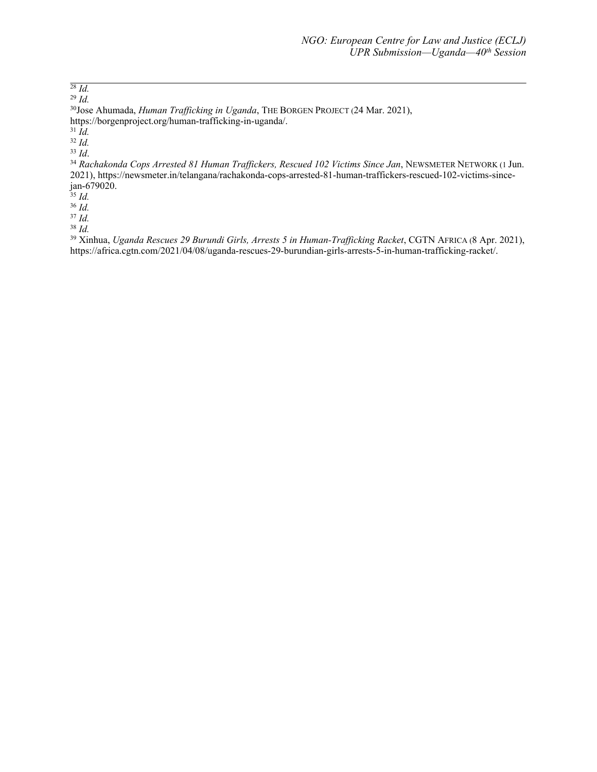[28] *Id.*

[29] *Id.*

[30] Jose Ahumada, *Human Trafficking in Uganda*, THE BORGEN PROJECT (24 Mar. 2021), https://borgenproject.org/human-trafficking-in-uganda/.

[31] *Id.*

[32] *Id.*

[33] *Id*.

[34] *Rachakonda Cops Arrested 81 Human Traffickers, Rescued 102 Victims Since Jan*, NEWSMETER NETWORK (1 Jun. 2021), https://newsmeter.in/telangana/rachakonda-cops-arrested-81-human-traffickers-rescued-102-victims-since-jan-679020.

[35] *Id.*

[36] *Id.*

[37] *Id.*

[38] *Id.*

[39] Xinhua, *Uganda Rescues 29 Burundi Girls, Arrests 5 in Human-Trafficking Racket*, CGTN AFRICA (8 Apr. 2021), https://africa.cgtn.com/2021/04/08/uganda-rescues-29-burundian-girls-arrests-5-in-human-trafficking-racket/.